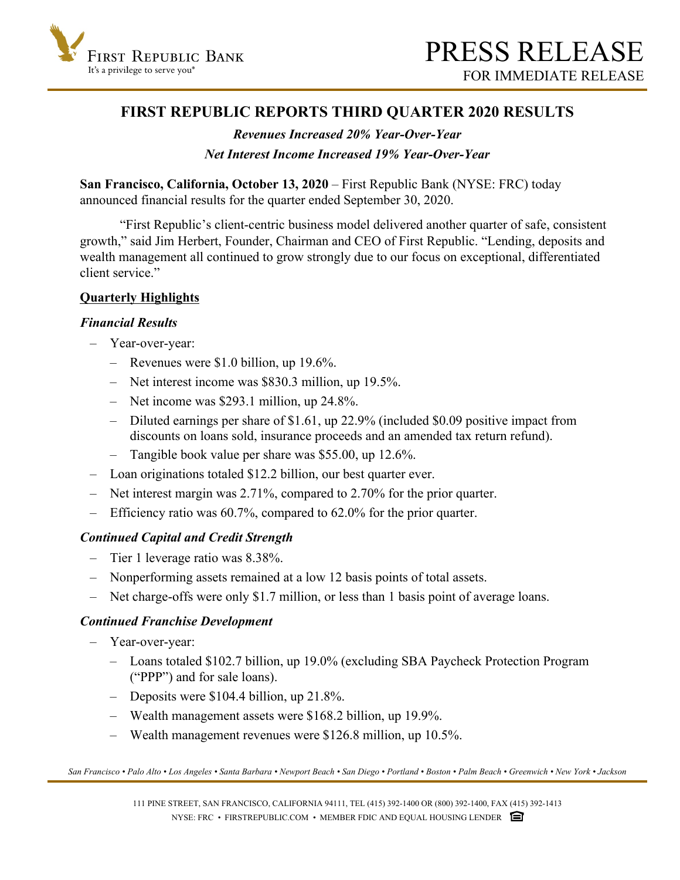# FIRST REPUBLIC REPORTS THIRD QUARTER 2020 RESULTS

***Revenues Increased 20% Year-Over-Year***

***Net Interest Income Increased 19% Year-Over-Year***

**San Francisco, California, October 13, 2020** – First Republic Bank (NYSE: FRC) today announced financial results for the quarter ended September 30, 2020.

"First Republic's client-centric business model delivered another quarter of safe, consistent growth," said Jim Herbert, Founder, Chairman and CEO of First Republic. "Lending, deposits and wealth management all continued to grow strongly due to our focus on exceptional, differentiated client service."

## Quarterly Highlights

### *Financial Results*

- Year-over-year:
  - Revenues were $1.0 billion, up 19.6%.
  - Net interest income was $830.3 million, up 19.5%.
  - Net income was $293.1 million, up 24.8%.
  - Diluted earnings per share of $1.61, up 22.9% (included $0.09 positive impact from discounts on loans sold, insurance proceeds and an amended tax return refund).
  - Tangible book value per share was $55.00, up 12.6%.
- Loan originations totaled $12.2 billion, our best quarter ever.
- Net interest margin was 2.71%, compared to 2.70% for the prior quarter.
- Efficiency ratio was 60.7%, compared to 62.0% for the prior quarter.

### *Continued Capital and Credit Strength*

- Tier 1 leverage ratio was 8.38%.
- Nonperforming assets remained at a low 12 basis points of total assets.
- Net charge-offs were only $1.7 million, or less than 1 basis point of average loans.

### *Continued Franchise Development*

- Year-over-year:
  - Loans totaled $102.7 billion, up 19.0% (excluding SBA Paycheck Protection Program ("PPP") and for sale loans).
  - Deposits were $104.4 billion, up 21.8%.
  - Wealth management assets were $168.2 billion, up 19.9%.
  - Wealth management revenues were $126.8 million, up 10.5%.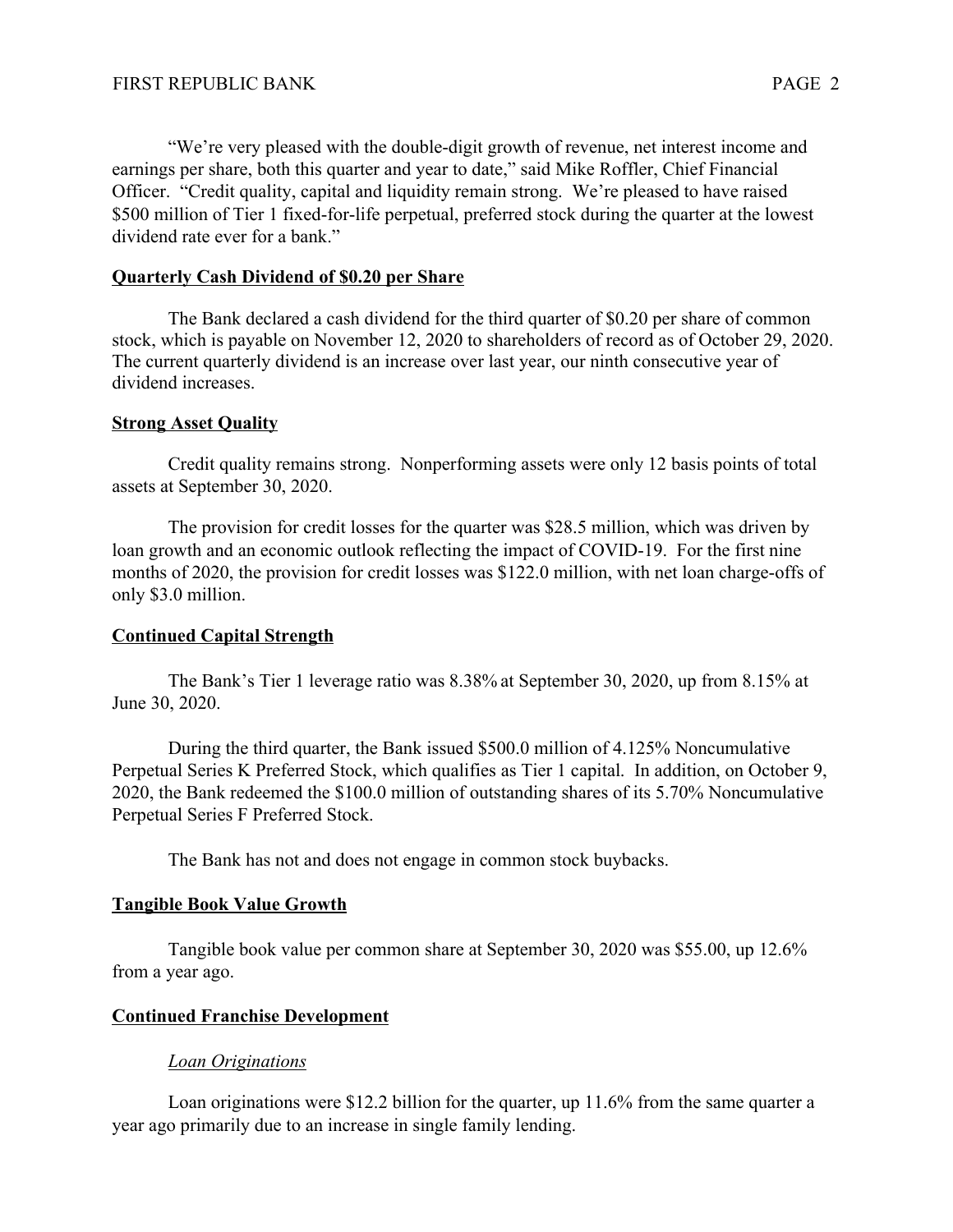"We're very pleased with the double-digit growth of revenue, net interest income and earnings per share, both this quarter and year to date," said Mike Roffler, Chief Financial Officer. "Credit quality, capital and liquidity remain strong. We're pleased to have raised $500 million of Tier 1 fixed-for-life perpetual, preferred stock during the quarter at the lowest dividend rate ever for a bank."

## Quarterly Cash Dividend of $0.20 per Share

The Bank declared a cash dividend for the third quarter of $0.20 per share of common stock, which is payable on November 12, 2020 to shareholders of record as of October 29, 2020. The current quarterly dividend is an increase over last year, our ninth consecutive year of dividend increases.

## Strong Asset Quality

Credit quality remains strong. Nonperforming assets were only 12 basis points of total assets at September 30, 2020.

The provision for credit losses for the quarter was $28.5 million, which was driven by loan growth and an economic outlook reflecting the impact of COVID-19. For the first nine months of 2020, the provision for credit losses was $122.0 million, with net loan charge-offs of only $3.0 million.

## Continued Capital Strength

The Bank's Tier 1 leverage ratio was 8.38% at September 30, 2020, up from 8.15% at June 30, 2020.

During the third quarter, the Bank issued $500.0 million of 4.125% Noncumulative Perpetual Series K Preferred Stock, which qualifies as Tier 1 capital. In addition, on October 9, 2020, the Bank redeemed the $100.0 million of outstanding shares of its 5.70% Noncumulative Perpetual Series F Preferred Stock.

The Bank has not and does not engage in common stock buybacks.

## Tangible Book Value Growth

Tangible book value per common share at September 30, 2020 was $55.00, up 12.6% from a year ago.

## Continued Franchise Development

### *Loan Originations*

Loan originations were $12.2 billion for the quarter, up 11.6% from the same quarter a year ago primarily due to an increase in single family lending.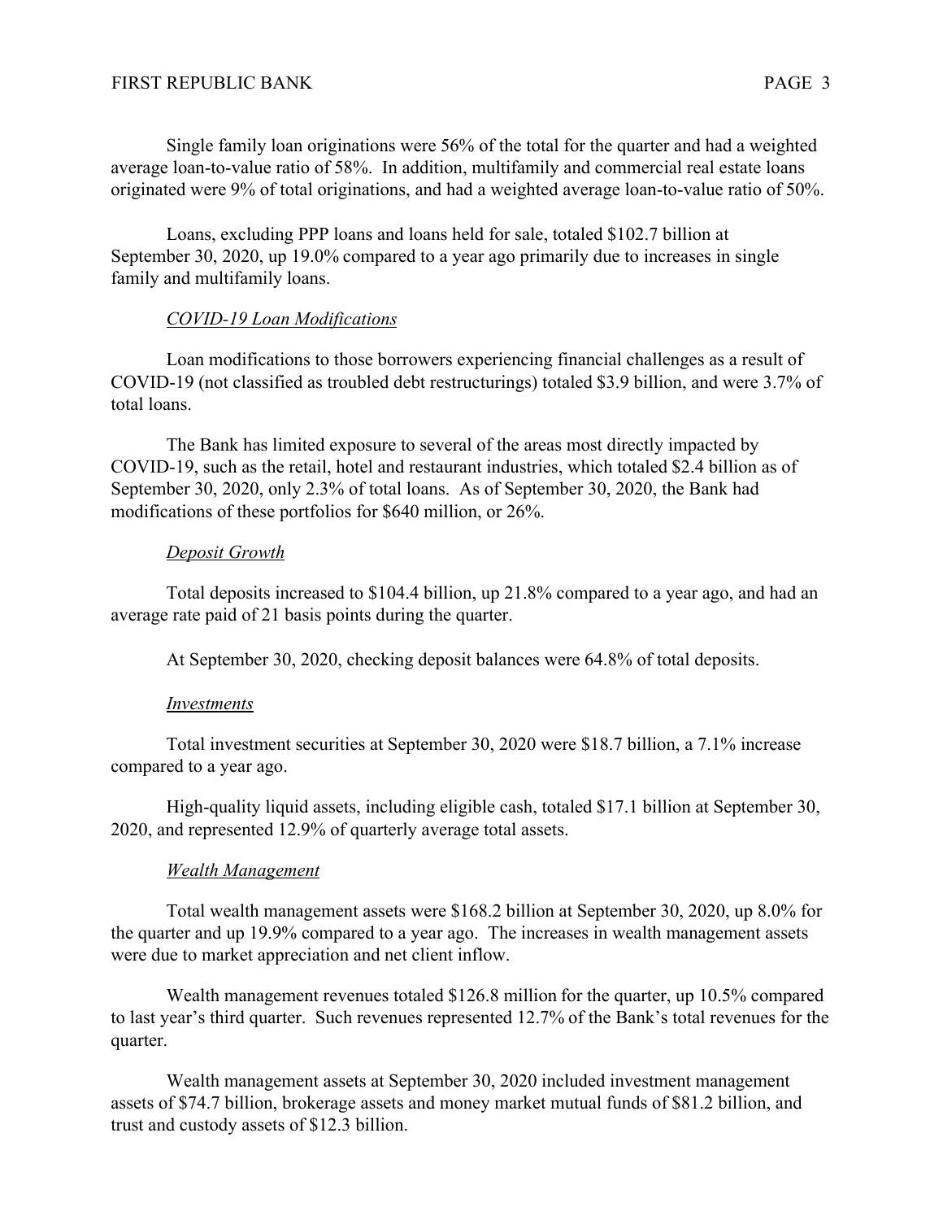Single family loan originations were 56% of the total for the quarter and had a weighted average loan-to-value ratio of 58%. In addition, multifamily and commercial real estate loans originated were 9% of total originations, and had a weighted average loan-to-value ratio of 50%.

Loans, excluding PPP loans and loans held for sale, totaled $102.7 billion at September 30, 2020, up 19.0% compared to a year ago primarily due to increases in single family and multifamily loans.

*COVID-19 Loan Modifications*

Loan modifications to those borrowers experiencing financial challenges as a result of COVID-19 (not classified as troubled debt restructurings) totaled $3.9 billion, and were 3.7% of total loans.

The Bank has limited exposure to several of the areas most directly impacted by COVID-19, such as the retail, hotel and restaurant industries, which totaled $2.4 billion as of September 30, 2020, only 2.3% of total loans. As of September 30, 2020, the Bank had modifications of these portfolios for $640 million, or 26%.

*Deposit Growth*

Total deposits increased to $104.4 billion, up 21.8% compared to a year ago, and had an average rate paid of 21 basis points during the quarter.

At September 30, 2020, checking deposit balances were 64.8% of total deposits.

*Investments*

Total investment securities at September 30, 2020 were $18.7 billion, a 7.1% increase compared to a year ago.

High-quality liquid assets, including eligible cash, totaled $17.1 billion at September 30, 2020, and represented 12.9% of quarterly average total assets.

*Wealth Management*

Total wealth management assets were $168.2 billion at September 30, 2020, up 8.0% for the quarter and up 19.9% compared to a year ago. The increases in wealth management assets were due to market appreciation and net client inflow.

Wealth management revenues totaled $126.8 million for the quarter, up 10.5% compared to last year's third quarter. Such revenues represented 12.7% of the Bank's total revenues for the quarter.

Wealth management assets at September 30, 2020 included investment management assets of $74.7 billion, brokerage assets and money market mutual funds of $81.2 billion, and trust and custody assets of $12.3 billion.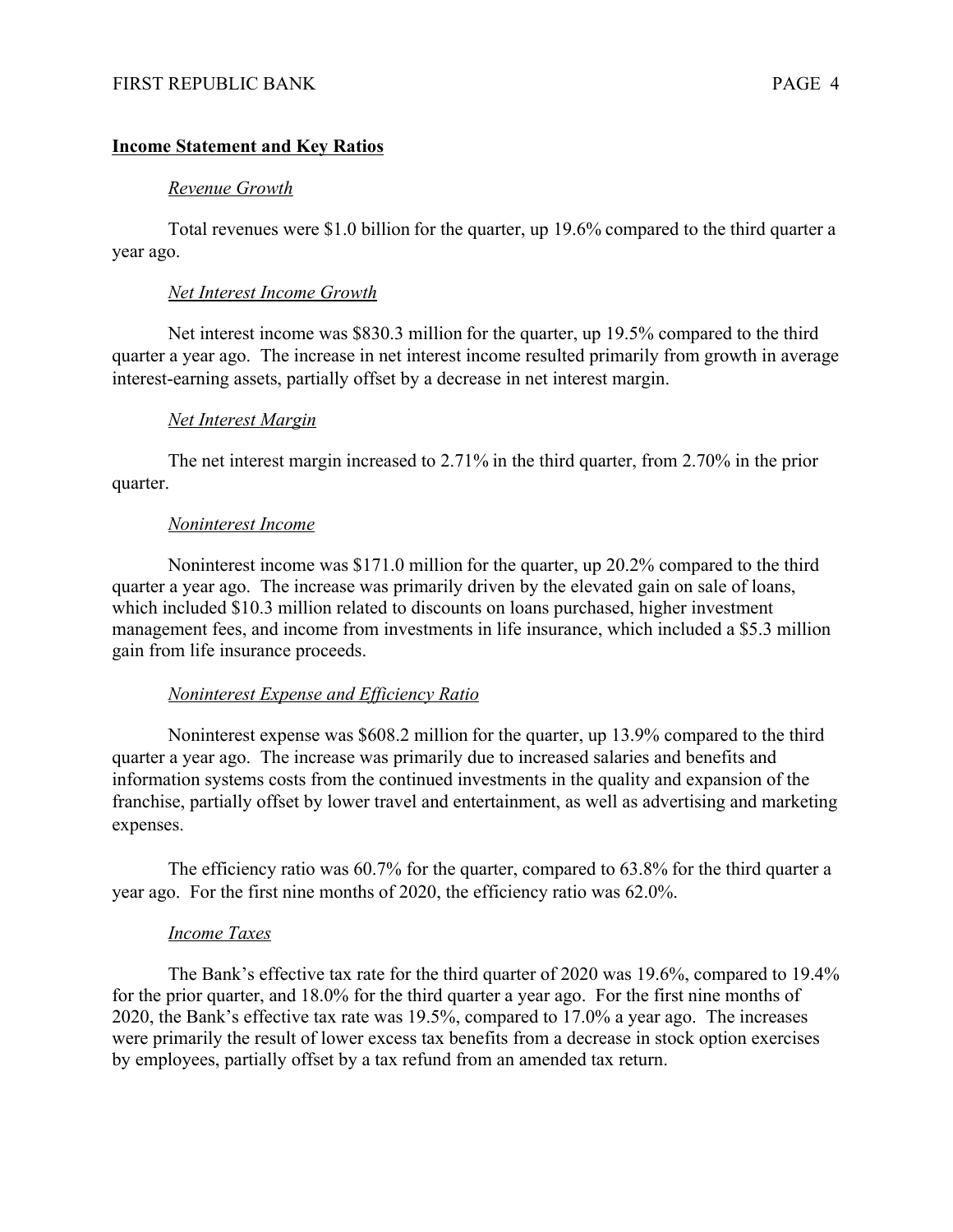## Income Statement and Key Ratios

*Revenue Growth*

Total revenues were $1.0 billion for the quarter, up 19.6% compared to the third quarter a year ago.

*Net Interest Income Growth*

Net interest income was $830.3 million for the quarter, up 19.5% compared to the third quarter a year ago. The increase in net interest income resulted primarily from growth in average interest-earning assets, partially offset by a decrease in net interest margin.

*Net Interest Margin*

The net interest margin increased to 2.71% in the third quarter, from 2.70% in the prior quarter.

*Noninterest Income*

Noninterest income was $171.0 million for the quarter, up 20.2% compared to the third quarter a year ago. The increase was primarily driven by the elevated gain on sale of loans, which included $10.3 million related to discounts on loans purchased, higher investment management fees, and income from investments in life insurance, which included a $5.3 million gain from life insurance proceeds.

*Noninterest Expense and Efficiency Ratio*

Noninterest expense was $608.2 million for the quarter, up 13.9% compared to the third quarter a year ago. The increase was primarily due to increased salaries and benefits and information systems costs from the continued investments in the quality and expansion of the franchise, partially offset by lower travel and entertainment, as well as advertising and marketing expenses.

The efficiency ratio was 60.7% for the quarter, compared to 63.8% for the third quarter a year ago. For the first nine months of 2020, the efficiency ratio was 62.0%.

*Income Taxes*

The Bank's effective tax rate for the third quarter of 2020 was 19.6%, compared to 19.4% for the prior quarter, and 18.0% for the third quarter a year ago. For the first nine months of 2020, the Bank's effective tax rate was 19.5%, compared to 17.0% a year ago. The increases were primarily the result of lower excess tax benefits from a decrease in stock option exercises by employees, partially offset by a tax refund from an amended tax return.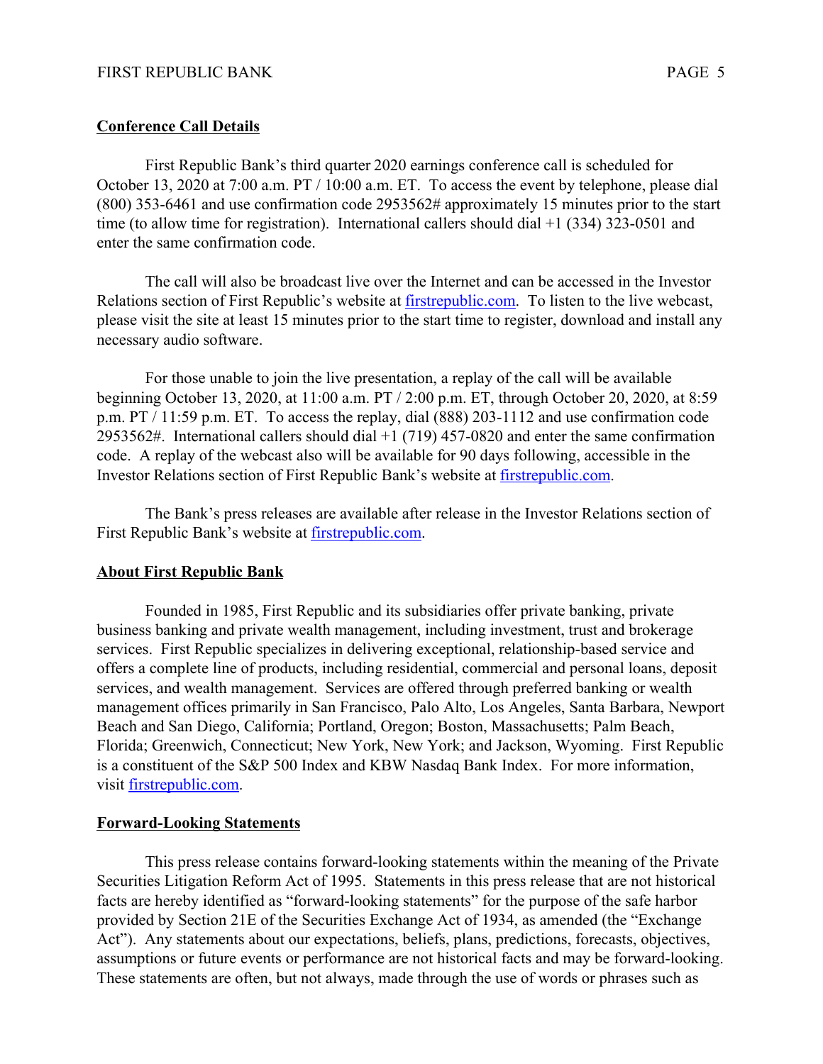**Conference Call Details**

First Republic Bank's third quarter 2020 earnings conference call is scheduled for October 13, 2020 at 7:00 a.m. PT / 10:00 a.m. ET. To access the event by telephone, please dial (800) 353-6461 and use confirmation code 2953562# approximately 15 minutes prior to the start time (to allow time for registration). International callers should dial +1 (334) 323-0501 and enter the same confirmation code.

The call will also be broadcast live over the Internet and can be accessed in the Investor Relations section of First Republic's website at firstrepublic.com. To listen to the live webcast, please visit the site at least 15 minutes prior to the start time to register, download and install any necessary audio software.

For those unable to join the live presentation, a replay of the call will be available beginning October 13, 2020, at 11:00 a.m. PT / 2:00 p.m. ET, through October 20, 2020, at 8:59 p.m. PT / 11:59 p.m. ET. To access the replay, dial (888) 203-1112 and use confirmation code 2953562#. International callers should dial +1 (719) 457-0820 and enter the same confirmation code. A replay of the webcast also will be available for 90 days following, accessible in the Investor Relations section of First Republic Bank's website at firstrepublic.com.

The Bank's press releases are available after release in the Investor Relations section of First Republic Bank's website at firstrepublic.com.

**About First Republic Bank**

Founded in 1985, First Republic and its subsidiaries offer private banking, private business banking and private wealth management, including investment, trust and brokerage services. First Republic specializes in delivering exceptional, relationship-based service and offers a complete line of products, including residential, commercial and personal loans, deposit services, and wealth management. Services are offered through preferred banking or wealth management offices primarily in San Francisco, Palo Alto, Los Angeles, Santa Barbara, Newport Beach and San Diego, California; Portland, Oregon; Boston, Massachusetts; Palm Beach, Florida; Greenwich, Connecticut; New York, New York; and Jackson, Wyoming. First Republic is a constituent of the S&P 500 Index and KBW Nasdaq Bank Index. For more information, visit firstrepublic.com.

**Forward-Looking Statements**

This press release contains forward-looking statements within the meaning of the Private Securities Litigation Reform Act of 1995. Statements in this press release that are not historical facts are hereby identified as "forward-looking statements" for the purpose of the safe harbor provided by Section 21E of the Securities Exchange Act of 1934, as amended (the "Exchange Act"). Any statements about our expectations, beliefs, plans, predictions, forecasts, objectives, assumptions or future events or performance are not historical facts and may be forward-looking. These statements are often, but not always, made through the use of words or phrases such as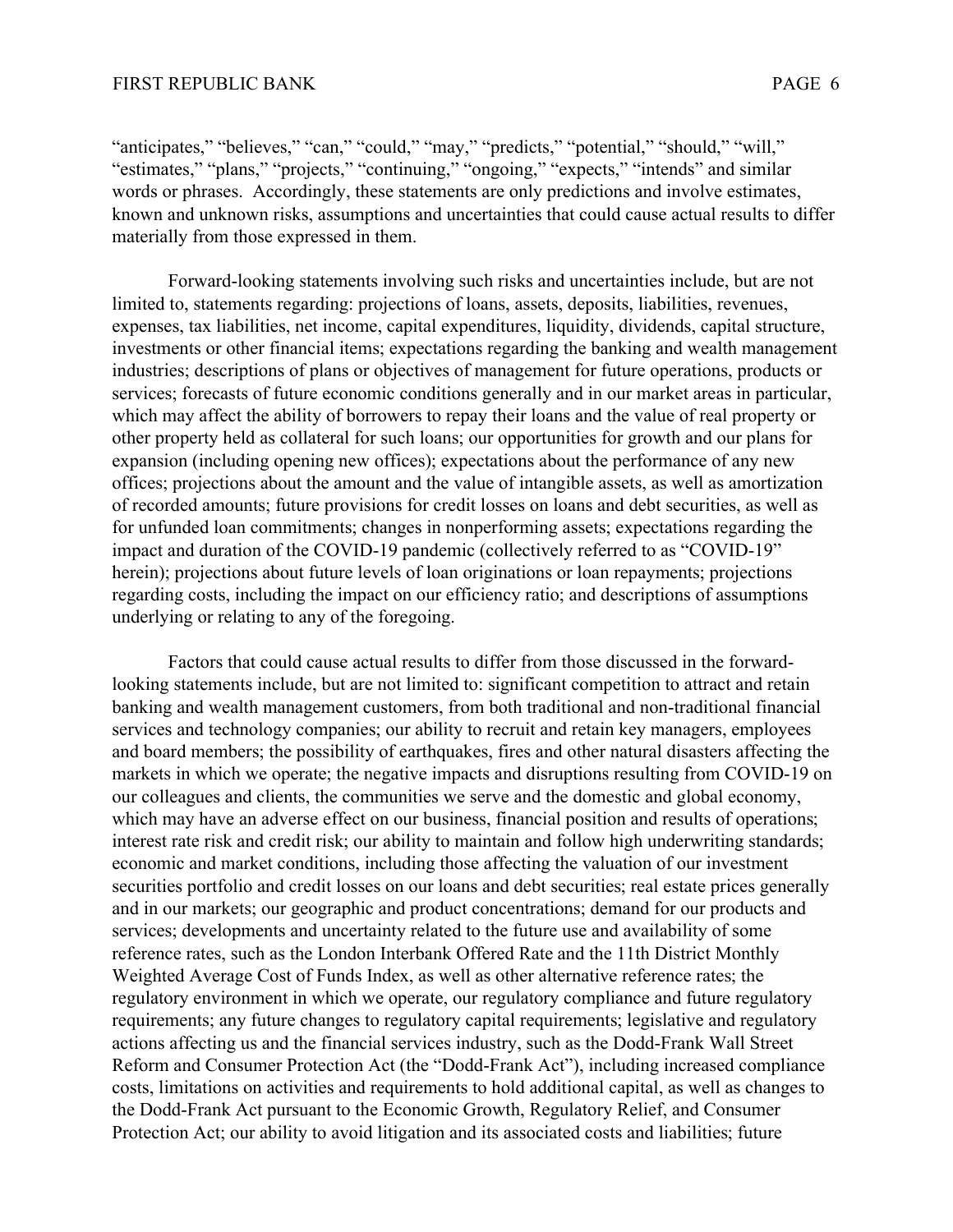"anticipates," "believes," "can," "could," "may," "predicts," "potential," "should," "will," "estimates," "plans," "projects," "continuing," "ongoing," "expects," "intends" and similar words or phrases. Accordingly, these statements are only predictions and involve estimates, known and unknown risks, assumptions and uncertainties that could cause actual results to differ materially from those expressed in them.

Forward-looking statements involving such risks and uncertainties include, but are not limited to, statements regarding: projections of loans, assets, deposits, liabilities, revenues, expenses, tax liabilities, net income, capital expenditures, liquidity, dividends, capital structure, investments or other financial items; expectations regarding the banking and wealth management industries; descriptions of plans or objectives of management for future operations, products or services; forecasts of future economic conditions generally and in our market areas in particular, which may affect the ability of borrowers to repay their loans and the value of real property or other property held as collateral for such loans; our opportunities for growth and our plans for expansion (including opening new offices); expectations about the performance of any new offices; projections about the amount and the value of intangible assets, as well as amortization of recorded amounts; future provisions for credit losses on loans and debt securities, as well as for unfunded loan commitments; changes in nonperforming assets; expectations regarding the impact and duration of the COVID-19 pandemic (collectively referred to as "COVID-19" herein); projections about future levels of loan originations or loan repayments; projections regarding costs, including the impact on our efficiency ratio; and descriptions of assumptions underlying or relating to any of the foregoing.

Factors that could cause actual results to differ from those discussed in the forward-looking statements include, but are not limited to: significant competition to attract and retain banking and wealth management customers, from both traditional and non-traditional financial services and technology companies; our ability to recruit and retain key managers, employees and board members; the possibility of earthquakes, fires and other natural disasters affecting the markets in which we operate; the negative impacts and disruptions resulting from COVID-19 on our colleagues and clients, the communities we serve and the domestic and global economy, which may have an adverse effect on our business, financial position and results of operations; interest rate risk and credit risk; our ability to maintain and follow high underwriting standards; economic and market conditions, including those affecting the valuation of our investment securities portfolio and credit losses on our loans and debt securities; real estate prices generally and in our markets; our geographic and product concentrations; demand for our products and services; developments and uncertainty related to the future use and availability of some reference rates, such as the London Interbank Offered Rate and the 11th District Monthly Weighted Average Cost of Funds Index, as well as other alternative reference rates; the regulatory environment in which we operate, our regulatory compliance and future regulatory requirements; any future changes to regulatory capital requirements; legislative and regulatory actions affecting us and the financial services industry, such as the Dodd-Frank Wall Street Reform and Consumer Protection Act (the "Dodd-Frank Act"), including increased compliance costs, limitations on activities and requirements to hold additional capital, as well as changes to the Dodd-Frank Act pursuant to the Economic Growth, Regulatory Relief, and Consumer Protection Act; our ability to avoid litigation and its associated costs and liabilities; future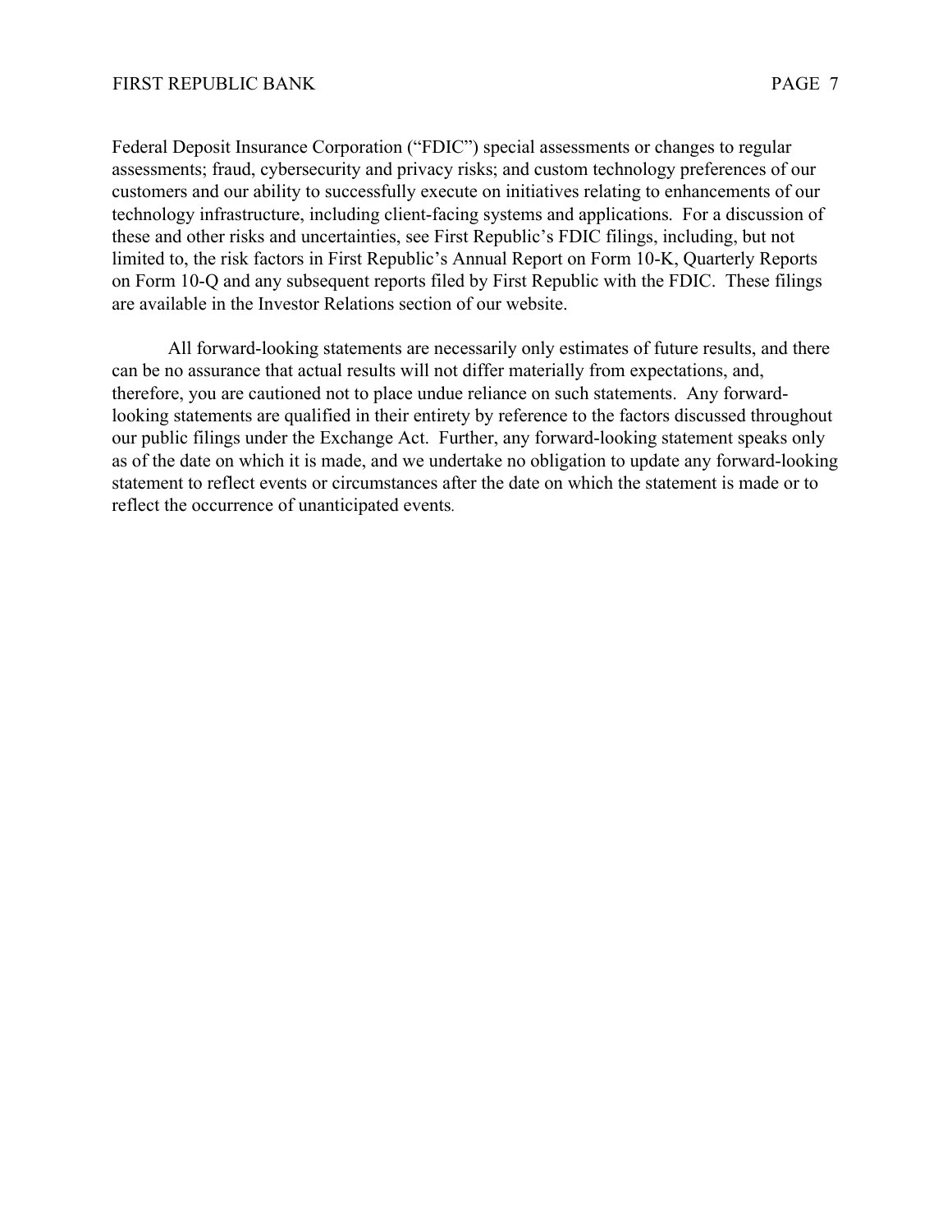Federal Deposit Insurance Corporation ("FDIC") special assessments or changes to regular assessments; fraud, cybersecurity and privacy risks; and custom technology preferences of our customers and our ability to successfully execute on initiatives relating to enhancements of our technology infrastructure, including client-facing systems and applications. For a discussion of these and other risks and uncertainties, see First Republic's FDIC filings, including, but not limited to, the risk factors in First Republic's Annual Report on Form 10-K, Quarterly Reports on Form 10-Q and any subsequent reports filed by First Republic with the FDIC. These filings are available in the Investor Relations section of our website.

All forward-looking statements are necessarily only estimates of future results, and there can be no assurance that actual results will not differ materially from expectations, and, therefore, you are cautioned not to place undue reliance on such statements. Any forward-looking statements are qualified in their entirety by reference to the factors discussed throughout our public filings under the Exchange Act. Further, any forward-looking statement speaks only as of the date on which it is made, and we undertake no obligation to update any forward-looking statement to reflect events or circumstances after the date on which the statement is made or to reflect the occurrence of unanticipated events.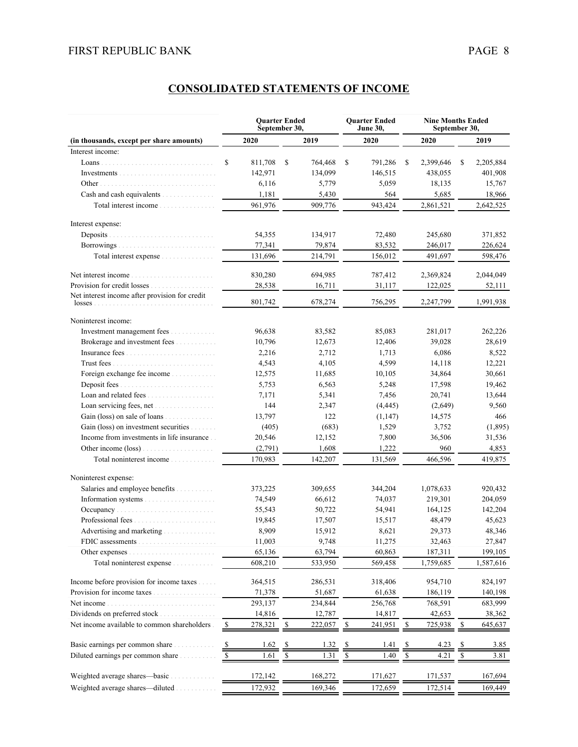## CONSOLIDATED STATEMENTS OF INCOME

| (in thousands, except per share amounts) | Quarter Ended September 30, 2020 | Quarter Ended September 30, 2019 | Quarter Ended June 30, 2020 | Nine Months Ended September 30, 2020 | Nine Months Ended September 30, 2019 |
|---|---|---|---|---|---|
| Interest income: | | | | | |
| Loans | $ 811,708 | $ 764,468 | $ 791,286 | $ 2,399,646 | $ 2,205,884 |
| Investments | 142,971 | 134,099 | 146,515 | 438,055 | 401,908 |
| Other | 6,116 | 5,779 | 5,059 | 18,135 | 15,767 |
| Cash and cash equivalents | 1,181 | 5,430 | 564 | 5,685 | 18,966 |
| Total interest income | 961,976 | 909,776 | 943,424 | 2,861,521 | 2,642,525 |
| Interest expense: | | | | | |
| Deposits | 54,355 | 134,917 | 72,480 | 245,680 | 371,852 |
| Borrowings | 77,341 | 79,874 | 83,532 | 246,017 | 226,624 |
| Total interest expense | 131,696 | 214,791 | 156,012 | 491,697 | 598,476 |
| Net interest income | 830,280 | 694,985 | 787,412 | 2,369,824 | 2,044,049 |
| Provision for credit losses | 28,538 | 16,711 | 31,117 | 122,025 | 52,111 |
| Net interest income after provision for credit losses | 801,742 | 678,274 | 756,295 | 2,247,799 | 1,991,938 |
| Noninterest income: | | | | | |
| Investment management fees | 96,638 | 83,582 | 85,083 | 281,017 | 262,226 |
| Brokerage and investment fees | 10,796 | 12,673 | 12,406 | 39,028 | 28,619 |
| Insurance fees | 2,216 | 2,712 | 1,713 | 6,086 | 8,522 |
| Trust fees | 4,543 | 4,105 | 4,599 | 14,118 | 12,221 |
| Foreign exchange fee income | 12,575 | 11,685 | 10,105 | 34,864 | 30,661 |
| Deposit fees | 5,753 | 6,563 | 5,248 | 17,598 | 19,462 |
| Loan and related fees | 7,171 | 5,341 | 7,456 | 20,741 | 13,644 |
| Loan servicing fees, net | 144 | 2,347 | (4,445) | (2,649) | 9,560 |
| Gain (loss) on sale of loans | 13,797 | 122 | (1,147) | 14,575 | 466 |
| Gain (loss) on investment securities | (405) | (683) | 1,529 | 3,752 | (1,895) |
| Income from investments in life insurance | 20,546 | 12,152 | 7,800 | 36,506 | 31,536 |
| Other income (loss) | (2,791) | 1,608 | 1,222 | 960 | 4,853 |
| Total noninterest income | 170,983 | 142,207 | 131,569 | 466,596 | 419,875 |
| Noninterest expense: | | | | | |
| Salaries and employee benefits | 373,225 | 309,655 | 344,204 | 1,078,633 | 920,432 |
| Information systems | 74,549 | 66,612 | 74,037 | 219,301 | 204,059 |
| Occupancy | 55,543 | 50,722 | 54,941 | 164,125 | 142,204 |
| Professional fees | 19,845 | 17,507 | 15,517 | 48,479 | 45,623 |
| Advertising and marketing | 8,909 | 15,912 | 8,621 | 29,373 | 48,346 |
| FDIC assessments | 11,003 | 9,748 | 11,275 | 32,463 | 27,847 |
| Other expenses | 65,136 | 63,794 | 60,863 | 187,311 | 199,105 |
| Total noninterest expense | 608,210 | 533,950 | 569,458 | 1,759,685 | 1,587,616 |
| Income before provision for income taxes | 364,515 | 286,531 | 318,406 | 954,710 | 824,197 |
| Provision for income taxes | 71,378 | 51,687 | 61,638 | 186,119 | 140,198 |
| Net income | 293,137 | 234,844 | 256,768 | 768,591 | 683,999 |
| Dividends on preferred stock | 14,816 | 12,787 | 14,817 | 42,653 | 38,362 |
| Net income available to common shareholders | $ 278,321 | $ 222,057 | $ 241,951 | $ 725,938 | $ 645,637 |
| Basic earnings per common share | $ 1.62 | $ 1.32 | $ 1.41 | $ 4.23 | $ 3.85 |
| Diluted earnings per common share | $ 1.61 | $ 1.31 | $ 1.40 | $ 4.21 | $ 3.81 |
| Weighted average shares—basic | 172,142 | 168,272 | 171,627 | 171,537 | 167,694 |
| Weighted average shares—diluted | 172,932 | 169,346 | 172,659 | 172,514 | 169,449 |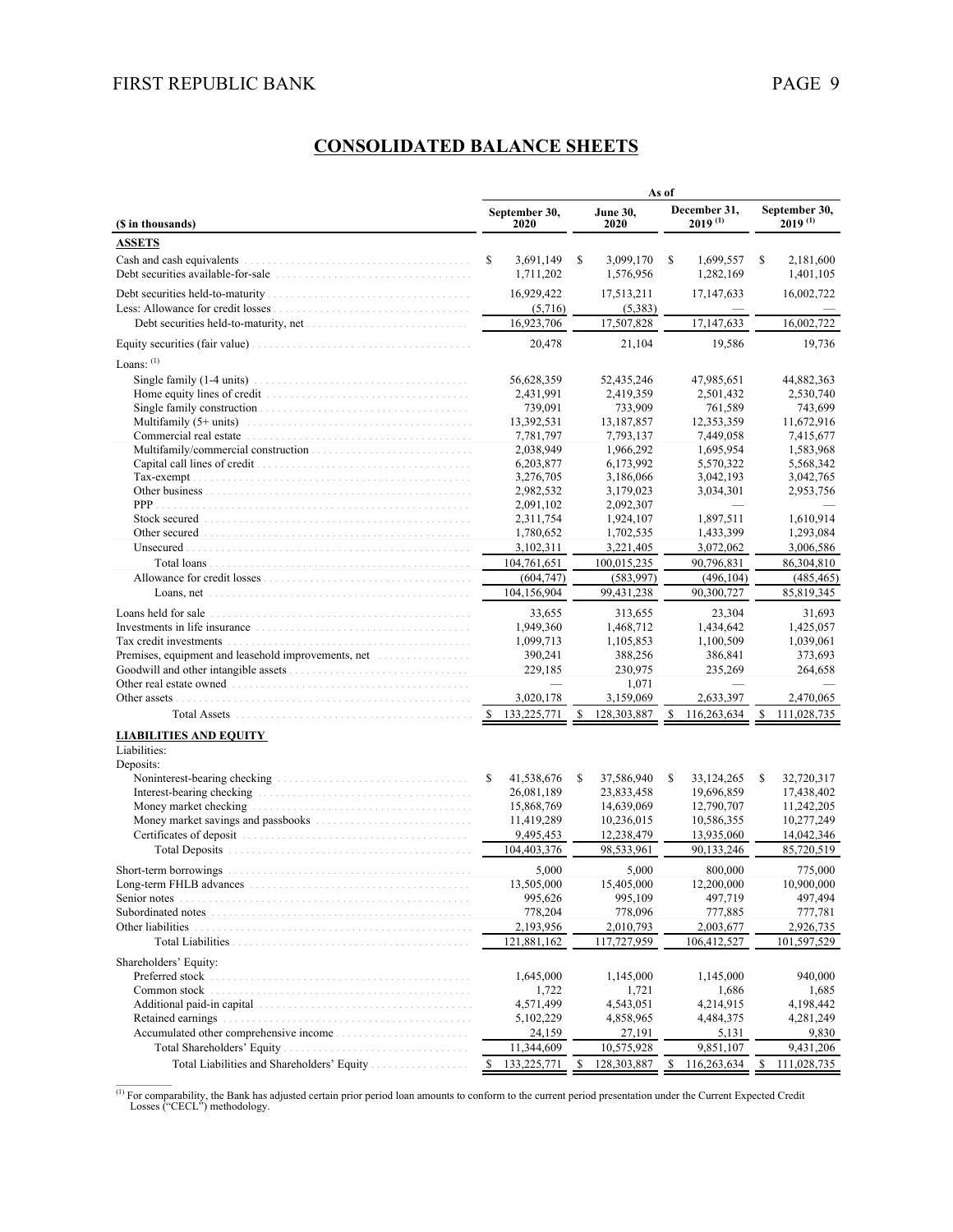## CONSOLIDATED BALANCE SHEETS

| ($ in thousands) | September 30, 2020 | June 30, 2020 | December 31, 2019 [(1)] | September 30, 2019 [(1)] |
|---|---|---|---|---|
| | As of | | | |
| **ASSETS** | | | | |
| Cash and cash equivalents | $ 3,691,149 | $ 3,099,170 | $ 1,699,557 | $ 2,181,600 |
| Debt securities available-for-sale | 1,711,202 | 1,576,956 | 1,282,169 | 1,401,105 |
| Debt securities held-to-maturity | 16,929,422 | 17,513,211 | 17,147,633 | 16,002,722 |
| Less: Allowance for credit losses | (5,716) | (5,383) | — | — |
| Debt securities held-to-maturity, net | 16,923,706 | 17,507,828 | 17,147,633 | 16,002,722 |
| Equity securities (fair value) | 20,478 | 21,104 | 19,586 | 19,736 |
| Loans: [(1)] | | | | |
| Single family (1-4 units) | 56,628,359 | 52,435,246 | 47,985,651 | 44,882,363 |
| Home equity lines of credit | 2,431,991 | 2,419,359 | 2,501,432 | 2,530,740 |
| Single family construction | 739,091 | 733,909 | 761,589 | 743,699 |
| Multifamily (5+ units) | 13,392,531 | 13,187,857 | 12,353,359 | 11,672,916 |
| Commercial real estate | 7,781,797 | 7,793,137 | 7,449,058 | 7,415,677 |
| Multifamily/commercial construction | 2,038,949 | 1,966,292 | 1,695,954 | 1,583,968 |
| Capital call lines of credit | 6,203,877 | 6,173,992 | 5,570,322 | 5,568,342 |
| Tax-exempt | 3,276,705 | 3,186,066 | 3,042,193 | 3,042,765 |
| Other business | 2,982,532 | 3,179,023 | 3,034,301 | 2,953,756 |
| PPP | 2,091,102 | 2,092,307 | — | — |
| Stock secured | 2,311,754 | 1,924,107 | 1,897,511 | 1,610,914 |
| Other secured | 1,780,652 | 1,702,535 | 1,433,399 | 1,293,084 |
| Unsecured | 3,102,311 | 3,221,405 | 3,072,062 | 3,006,586 |
| Total loans | 104,761,651 | 100,015,235 | 90,796,831 | 86,304,810 |
| Allowance for credit losses | (604,747) | (583,997) | (496,104) | (485,465) |
| Loans, net | 104,156,904 | 99,431,238 | 90,300,727 | 85,819,345 |
| Loans held for sale | 33,655 | 313,655 | 23,304 | 31,693 |
| Investments in life insurance | 1,949,360 | 1,468,712 | 1,434,642 | 1,425,057 |
| Tax credit investments | 1,099,713 | 1,105,853 | 1,100,509 | 1,039,061 |
| Premises, equipment and leasehold improvements, net | 390,241 | 388,256 | 386,841 | 373,693 |
| Goodwill and other intangible assets | 229,185 | 230,975 | 235,269 | 264,658 |
| Other real estate owned | — | 1,071 | — | — |
| Other assets | 3,020,178 | 3,159,069 | 2,633,397 | 2,470,065 |
| Total Assets | $ 133,225,771 | $ 128,303,887 | $ 116,263,634 | $ 111,028,735 |
| **LIABILITIES AND EQUITY** | | | | |
| Liabilities: | | | | |
| Deposits: | | | | |
| Noninterest-bearing checking | $ 41,538,676 | $ 37,586,940 | $ 33,124,265 | $ 32,720,317 |
| Interest-bearing checking | 26,081,189 | 23,833,458 | 19,696,859 | 17,438,402 |
| Money market checking | 15,868,769 | 14,639,069 | 12,790,707 | 11,242,205 |
| Money market savings and passbooks | 11,419,289 | 10,236,015 | 10,586,355 | 10,277,249 |
| Certificates of deposit | 9,495,453 | 12,238,479 | 13,935,060 | 14,042,346 |
| Total Deposits | 104,403,376 | 98,533,961 | 90,133,246 | 85,720,519 |
| Short-term borrowings | 5,000 | 5,000 | 800,000 | 775,000 |
| Long-term FHLB advances | 13,505,000 | 15,405,000 | 12,200,000 | 10,900,000 |
| Senior notes | 995,626 | 995,109 | 497,719 | 497,494 |
| Subordinated notes | 778,204 | 778,096 | 777,885 | 777,781 |
| Other liabilities | 2,193,956 | 2,010,793 | 2,003,677 | 2,926,735 |
| Total Liabilities | 121,881,162 | 117,727,959 | 106,412,527 | 101,597,529 |
| Shareholders' Equity: | | | | |
| Preferred stock | 1,645,000 | 1,145,000 | 1,145,000 | 940,000 |
| Common stock | 1,722 | 1,721 | 1,686 | 1,685 |
| Additional paid-in capital | 4,571,499 | 4,543,051 | 4,214,915 | 4,198,442 |
| Retained earnings | 5,102,229 | 4,858,965 | 4,484,375 | 4,281,249 |
| Accumulated other comprehensive income | 24,159 | 27,191 | 5,131 | 9,830 |
| Total Shareholders' Equity | 11,344,609 | 10,575,928 | 9,851,107 | 9,431,206 |
| Total Liabilities and Shareholders' Equity | $ 133,225,771 | $ 128,303,887 | $ 116,263,634 | $ 111,028,735 |

[(1)] For comparability, the Bank has adjusted certain prior period loan amounts to conform to the current period presentation under the Current Expected Credit Losses ("CECL") methodology.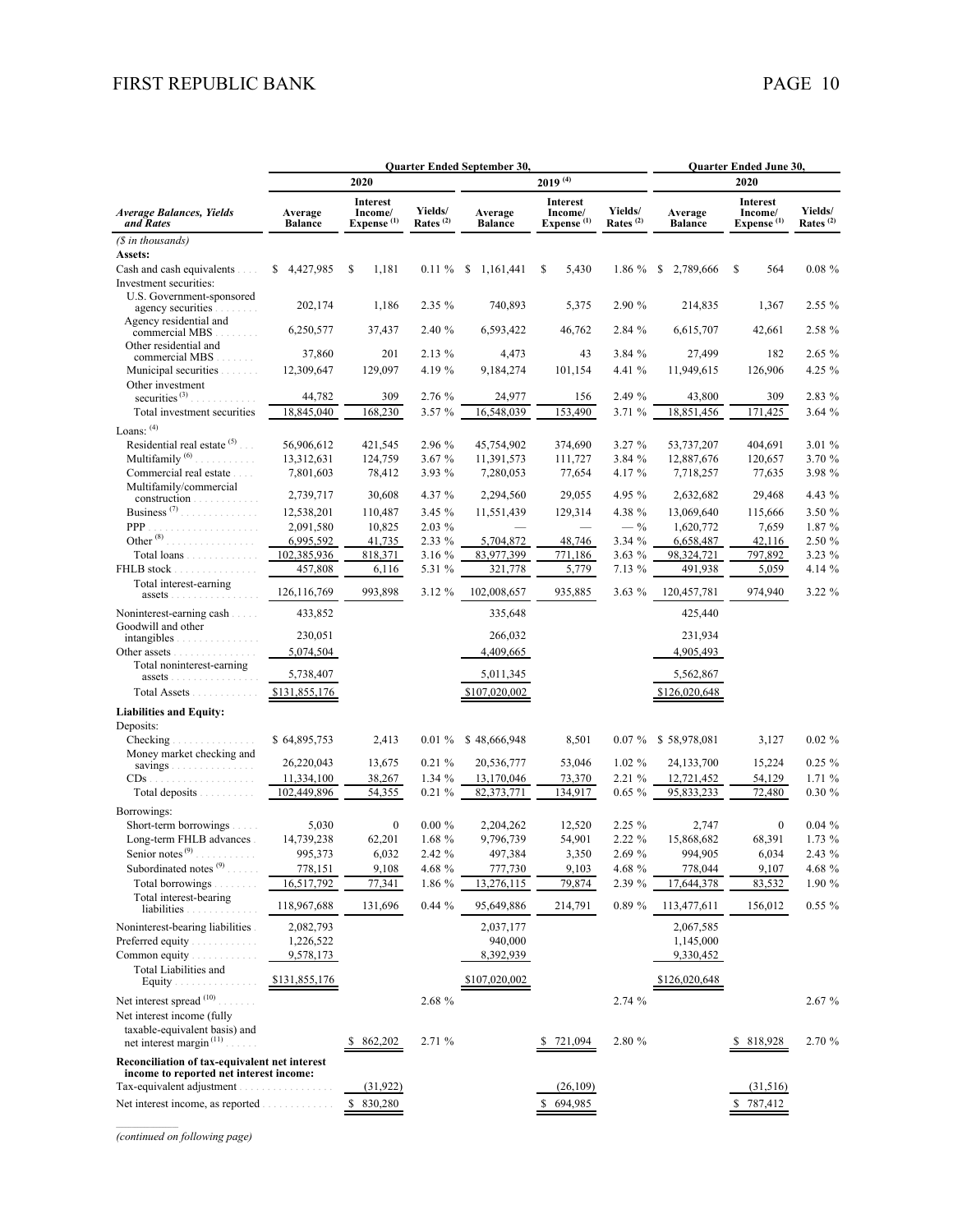| Average Balances, Yields and Rates | Quarter Ended September 30, 2020 | | | Quarter Ended September 30, 2019 [4] | | | Quarter Ended June 30, 2020 | | |
|---|---|---|---|---|---|---|---|---|---|
| | Average Balance | Interest Income/ Expense [1] | Yields/ Rates [2] | Average Balance | Interest Income/ Expense [1] | Yields/ Rates [2] | Average Balance | Interest Income/ Expense [1] | Yields/ Rates [2] |
| *($ in thousands)* | | | | | | | | | |
| **Assets:** | | | | | | | | | |
| Cash and cash equivalents | $ 4,427,985 | $ 1,181 | 0.11 % | $ 1,161,441 | $ 5,430 | 1.86 % | $ 2,789,666 | $ 564 | 0.08 % |
| Investment securities: | | | | | | | | | |
| U.S. Government-sponsored agency securities | 202,174 | 1,186 | 2.35 % | 740,893 | 5,375 | 2.90 % | 214,835 | 1,367 | 2.55 % |
| Agency residential and commercial MBS | 6,250,577 | 37,437 | 2.40 % | 6,593,422 | 46,762 | 2.84 % | 6,615,707 | 42,661 | 2.58 % |
| Other residential and commercial MBS | 37,860 | 201 | 2.13 % | 4,473 | 43 | 3.84 % | 27,499 | 182 | 2.65 % |
| Municipal securities | 12,309,647 | 129,097 | 4.19 % | 9,184,274 | 101,154 | 4.41 % | 11,949,615 | 126,906 | 4.25 % |
| Other investment securities [3] | 44,782 | 309 | 2.76 % | 24,977 | 156 | 2.49 % | 43,800 | 309 | 2.83 % |
| Total investment securities | 18,845,040 | 168,230 | 3.57 % | 16,548,039 | 153,490 | 3.71 % | 18,851,456 | 171,425 | 3.64 % |
| Loans: [4] | | | | | | | | | |
| Residential real estate [5] | 56,906,612 | 421,545 | 2.96 % | 45,754,902 | 374,690 | 3.27 % | 53,737,207 | 404,691 | 3.01 % |
| Multifamily [6] | 13,312,631 | 124,759 | 3.67 % | 11,391,573 | 111,727 | 3.84 % | 12,887,676 | 120,657 | 3.70 % |
| Commercial real estate | 7,801,603 | 78,412 | 3.93 % | 7,280,053 | 77,654 | 4.17 % | 7,718,257 | 77,635 | 3.98 % |
| Multifamily/commercial construction | 2,739,717 | 30,608 | 4.37 % | 2,294,560 | 29,055 | 4.95 % | 2,632,682 | 29,468 | 4.43 % |
| Business [7] | 12,538,201 | 110,487 | 3.45 % | 11,551,439 | 129,314 | 4.38 % | 13,069,640 | 115,666 | 3.50 % |
| PPP | 2,091,580 | 10,825 | 2.03 % | — | — | — % | 1,620,772 | 7,659 | 1.87 % |
| Other [8] | 6,995,592 | 41,735 | 2.33 % | 5,704,872 | 48,746 | 3.34 % | 6,658,487 | 42,116 | 2.50 % |
| Total loans | 102,385,936 | 818,371 | 3.16 % | 83,977,399 | 771,186 | 3.63 % | 98,324,721 | 797,892 | 3.23 % |
| FHLB stock | 457,808 | 6,116 | 5.31 % | 321,778 | 5,779 | 7.13 % | 491,938 | 5,059 | 4.14 % |
| Total interest-earning assets | 126,116,769 | 993,898 | 3.12 % | 102,008,657 | 935,885 | 3.63 % | 120,457,781 | 974,940 | 3.22 % |
| Noninterest-earning cash | 433,852 | | | 335,648 | | | 425,440 | | |
| Goodwill and other intangibles | 230,051 | | | 266,032 | | | 231,934 | | |
| Other assets | 5,074,504 | | | 4,409,665 | | | 4,905,493 | | |
| Total noninterest-earning assets | 5,738,407 | | | 5,011,345 | | | 5,562,867 | | |
| Total Assets | $131,855,176 | | | $107,020,002 | | | $126,020,648 | | |
| **Liabilities and Equity:** | | | | | | | | | |
| Deposits: | | | | | | | | | |
| Checking | $ 64,895,753 | 2,413 | 0.01 % | $ 48,666,948 | 8,501 | 0.07 % | $ 58,978,081 | 3,127 | 0.02 % |
| Money market checking and savings | 26,220,043 | 13,675 | 0.21 % | 20,536,777 | 53,046 | 1.02 % | 24,133,700 | 15,224 | 0.25 % |
| CDs | 11,334,100 | 38,267 | 1.34 % | 13,170,046 | 73,370 | 2.21 % | 12,721,452 | 54,129 | 1.71 % |
| Total deposits | 102,449,896 | 54,355 | 0.21 % | 82,373,771 | 134,917 | 0.65 % | 95,833,233 | 72,480 | 0.30 % |
| Borrowings: | | | | | | | | | |
| Short-term borrowings | 5,030 | 0 | 0.00 % | 2,204,262 | 12,520 | 2.25 % | 2,747 | 0 | 0.04 % |
| Long-term FHLB advances | 14,739,238 | 62,201 | 1.68 % | 9,796,739 | 54,901 | 2.22 % | 15,868,682 | 68,391 | 1.73 % |
| Senior notes [9] | 995,373 | 6,032 | 2.42 % | 497,384 | 3,350 | 2.69 % | 994,905 | 6,034 | 2.43 % |
| Subordinated notes [9] | 778,151 | 9,108 | 4.68 % | 777,730 | 9,103 | 4.68 % | 778,044 | 9,107 | 4.68 % |
| Total borrowings | 16,517,792 | 77,341 | 1.86 % | 13,276,115 | 79,874 | 2.39 % | 17,644,378 | 83,532 | 1.90 % |
| Total interest-bearing liabilities | 118,967,688 | 131,696 | 0.44 % | 95,649,886 | 214,791 | 0.89 % | 113,477,611 | 156,012 | 0.55 % |
| Noninterest-bearing liabilities | 2,082,793 | | | 2,037,177 | | | 2,067,585 | | |
| Preferred equity | 1,226,522 | | | 940,000 | | | 1,145,000 | | |
| Common equity | 9,578,173 | | | 8,392,939 | | | 9,330,452 | | |
| Total Liabilities and Equity | $131,855,176 | | | $107,020,002 | | | $126,020,648 | | |
| Net interest spread [10] | | | 2.68 % | | | 2.74 % | | | 2.67 % |
| Net interest income (fully taxable-equivalent basis) and net interest margin [11] | | $ 862,202 | 2.71 % | | $ 721,094 | 2.80 % | | $ 818,928 | 2.70 % |
| **Reconciliation of tax-equivalent net interest income to reported net interest income:** | | | | | | | | | |
| Tax-equivalent adjustment | | (31,922) | | | (26,109) | | | (31,516) | |
| Net interest income, as reported | | $ 830,280 | | | $ 694,985 | | | $ 787,412 | |

*(continued on following page)*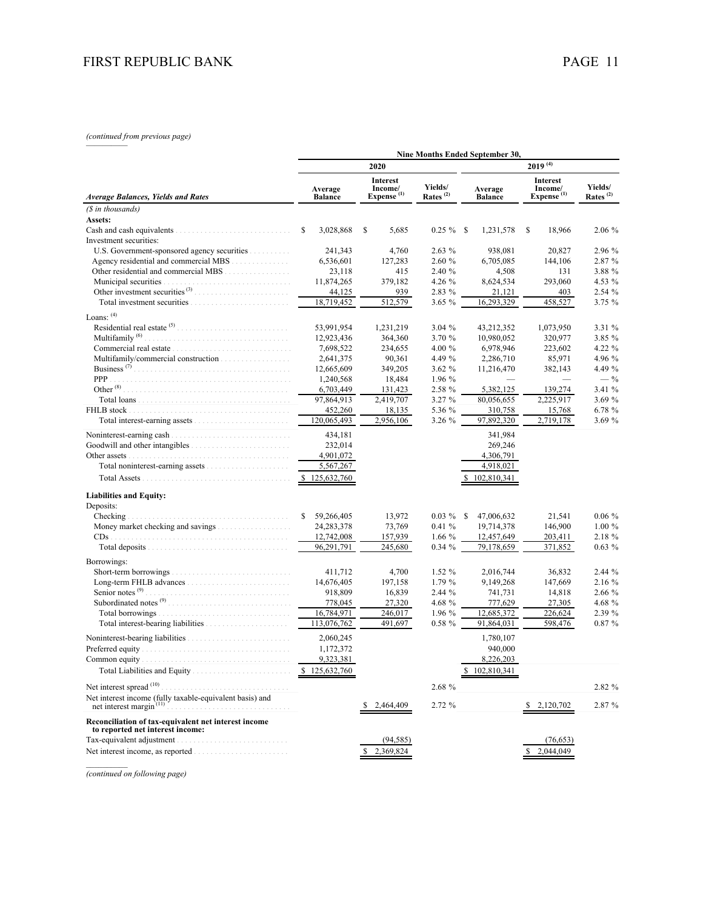*(continued from previous page)*

| Average Balances, Yields and Rates | Nine Months Ended September 30, 2020 Average Balance | 2020 Interest Income/ Expense [(1)] | 2020 Yields/ Rates [(2)] | 2019 [(4)] Average Balance | 2019 [(4)] Interest Income/ Expense [(1)] | 2019 [(4)] Yields/ Rates [(2)] |
|---|---|---|---|---|---|---|
| *($ in thousands)* | | | | | | |
| **Assets:** | | | | | | |
| Cash and cash equivalents | $ 3,028,868 | $ 5,685 | 0.25 % | $ 1,231,578 | $ 18,966 | 2.06 % |
| Investment securities: | | | | | | |
| U.S. Government-sponsored agency securities | 241,343 | 4,760 | 2.63 % | 938,081 | 20,827 | 2.96 % |
| Agency residential and commercial MBS | 6,536,601 | 127,283 | 2.60 % | 6,705,085 | 144,106 | 2.87 % |
| Other residential and commercial MBS | 23,118 | 415 | 2.40 % | 4,508 | 131 | 3.88 % |
| Municipal securities | 11,874,265 | 379,182 | 4.26 % | 8,624,534 | 293,060 | 4.53 % |
| Other investment securities [(3)] | 44,125 | 939 | 2.83 % | 21,121 | 403 | 2.54 % |
| Total investment securities | 18,719,452 | 512,579 | 3.65 % | 16,293,329 | 458,527 | 3.75 % |
| Loans: [(4)] | | | | | | |
| Residential real estate [(5)] | 53,991,954 | 1,231,219 | 3.04 % | 43,212,352 | 1,073,950 | 3.31 % |
| Multifamily [(6)] | 12,923,436 | 364,360 | 3.70 % | 10,980,052 | 320,977 | 3.85 % |
| Commercial real estate | 7,698,522 | 234,655 | 4.00 % | 6,978,946 | 223,602 | 4.22 % |
| Multifamily/commercial construction | 2,641,375 | 90,361 | 4.49 % | 2,286,710 | 85,971 | 4.96 % |
| Business [(7)] | 12,665,609 | 349,205 | 3.62 % | 11,216,470 | 382,143 | 4.49 % |
| PPP | 1,240,568 | 18,484 | 1.96 % | — | — | — % |
| Other [(8)] | 6,703,449 | 131,423 | 2.58 % | 5,382,125 | 139,274 | 3.41 % |
| Total loans | 97,864,913 | 2,419,707 | 3.27 % | 80,056,655 | 2,225,917 | 3.69 % |
| FHLB stock | 452,260 | 18,135 | 5.36 % | 310,758 | 15,768 | 6.78 % |
| Total interest-earning assets | 120,065,493 | 2,956,106 | 3.26 % | 97,892,320 | 2,719,178 | 3.69 % |
| Noninterest-earning cash | 434,181 | | | 341,984 | | |
| Goodwill and other intangibles | 232,014 | | | 269,246 | | |
| Other assets | 4,901,072 | | | 4,306,791 | | |
| Total noninterest-earning assets | 5,567,267 | | | 4,918,021 | | |
| Total Assets | $ 125,632,760 | | | $ 102,810,341 | | |
| **Liabilities and Equity:** | | | | | | |
| Deposits: | | | | | | |
| Checking | $ 59,266,405 | 13,972 | 0.03 % | $ 47,006,632 | 21,541 | 0.06 % |
| Money market checking and savings | 24,283,378 | 73,769 | 0.41 % | 19,714,378 | 146,900 | 1.00 % |
| CDs | 12,742,008 | 157,939 | 1.66 % | 12,457,649 | 203,411 | 2.18 % |
| Total deposits | 96,291,791 | 245,680 | 0.34 % | 79,178,659 | 371,852 | 0.63 % |
| Borrowings: | | | | | | |
| Short-term borrowings | 411,712 | 4,700 | 1.52 % | 2,016,744 | 36,832 | 2.44 % |
| Long-term FHLB advances | 14,676,405 | 197,158 | 1.79 % | 9,149,268 | 147,669 | 2.16 % |
| Senior notes [(9)] | 918,809 | 16,839 | 2.44 % | 741,731 | 14,818 | 2.66 % |
| Subordinated notes [(9)] | 778,045 | 27,320 | 4.68 % | 777,629 | 27,305 | 4.68 % |
| Total borrowings | 16,784,971 | 246,017 | 1.96 % | 12,685,372 | 226,624 | 2.39 % |
| Total interest-bearing liabilities | 113,076,762 | 491,697 | 0.58 % | 91,864,031 | 598,476 | 0.87 % |
| Noninterest-bearing liabilities | 2,060,245 | | | 1,780,107 | | |
| Preferred equity | 1,172,372 | | | 940,000 | | |
| Common equity | 9,323,381 | | | 8,226,203 | | |
| Total Liabilities and Equity | $ 125,632,760 | | | $ 102,810,341 | | |
| Net interest spread [(10)] | | | 2.68 % | | | 2.82 % |
| Net interest income (fully taxable-equivalent basis) and net interest margin [(11)] | | $ 2,464,409 | 2.72 % | | $ 2,120,702 | 2.87 % |
| **Reconciliation of tax-equivalent net interest income to reported net interest income:** | | | | | | |
| Tax-equivalent adjustment | | (94,585) | | | (76,653) | |
| Net interest income, as reported | | $ 2,369,824 | | | $ 2,044,049 | |

*(continued on following page)*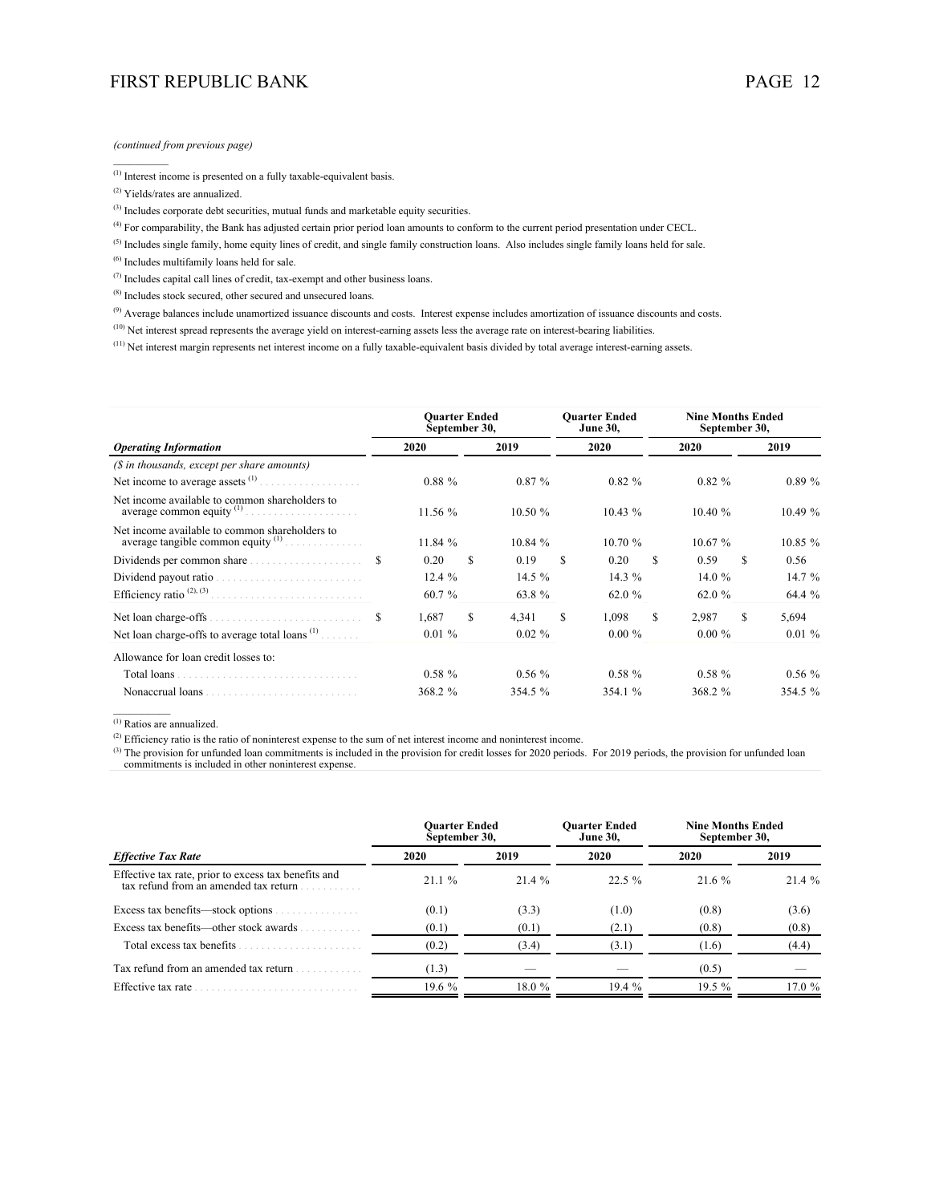*(continued from previous page)*

---

(1) Interest income is presented on a fully taxable-equivalent basis.

(2) Yields/rates are annualized.

(3) Includes corporate debt securities, mutual funds and marketable equity securities.

(4) For comparability, the Bank has adjusted certain prior period loan amounts to conform to the current period presentation under CECL.

(5) Includes single family, home equity lines of credit, and single family construction loans. Also includes single family loans held for sale.

(6) Includes multifamily loans held for sale.

(7) Includes capital call lines of credit, tax-exempt and other business loans.

(8) Includes stock secured, other secured and unsecured loans.

(9) Average balances include unamortized issuance discounts and costs. Interest expense includes amortization of issuance discounts and costs.

(10) Net interest spread represents the average yield on interest-earning assets less the average rate on interest-bearing liabilities.

(11) Net interest margin represents net interest income on a fully taxable-equivalent basis divided by total average interest-earning assets.

| | Quarter Ended September 30, | | Quarter Ended June 30, | Nine Months Ended September 30, | |
|---|---|---|---|---|---|
| ***Operating Information*** | **2020** | **2019** | **2020** | **2020** | **2019** |
| *($ in thousands, except per share amounts)* | | | | | |
| Net income to average assets [1] | 0.88 % | 0.87 % | 0.82 % | 0.82 % | 0.89 % |
| Net income available to common shareholders to average common equity [1] | 11.56 % | 10.50 % | 10.43 % | 10.40 % | 10.49 % |
| Net income available to common shareholders to average tangible common equity [1] | 11.84 % | 10.84 % | 10.70 % | 10.67 % | 10.85 % |
| Dividends per common share | $ 0.20 | $ 0.19 | $ 0.20 | $ 0.59 | $ 0.56 |
| Dividend payout ratio | 12.4 % | 14.5 % | 14.3 % | 14.0 % | 14.7 % |
| Efficiency ratio [2], [3] | 60.7 % | 63.8 % | 62.0 % | 62.0 % | 64.4 % |
| Net loan charge-offs | $ 1,687 | $ 4,341 | $ 1,098 | $ 2,987 | $ 5,694 |
| Net loan charge-offs to average total loans [1] | 0.01 % | 0.02 % | 0.00 % | 0.00 % | 0.01 % |
| Allowance for loan credit losses to: | | | | | |
| Total loans | 0.58 % | 0.56 % | 0.58 % | 0.58 % | 0.56 % |
| Nonaccrual loans | 368.2 % | 354.5 % | 354.1 % | 368.2 % | 354.5 % |

---

(1) Ratios are annualized.

(2) Efficiency ratio is the ratio of noninterest expense to the sum of net interest income and noninterest income.

(3) The provision for unfunded loan commitments is included in the provision for credit losses for 2020 periods. For 2019 periods, the provision for unfunded loan commitments is included in other noninterest expense.

| | Quarter Ended September 30, | | Quarter Ended June 30, | Nine Months Ended September 30, | |
|---|---|---|---|---|---|
| ***Effective Tax Rate*** | **2020** | **2019** | **2020** | **2020** | **2019** |
| Effective tax rate, prior to excess tax benefits and tax refund from an amended tax return | 21.1 % | 21.4 % | 22.5 % | 21.6 % | 21.4 % |
| Excess tax benefits—stock options | (0.1) | (3.3) | (1.0) | (0.8) | (3.6) |
| Excess tax benefits—other stock awards | (0.1) | (0.1) | (2.1) | (0.8) | (0.8) |
| Total excess tax benefits | (0.2) | (3.4) | (3.1) | (1.6) | (4.4) |
| Tax refund from an amended tax return | (1.3) | — | — | (0.5) | — |
| Effective tax rate | 19.6 % | 18.0 % | 19.4 % | 19.5 % | 17.0 % |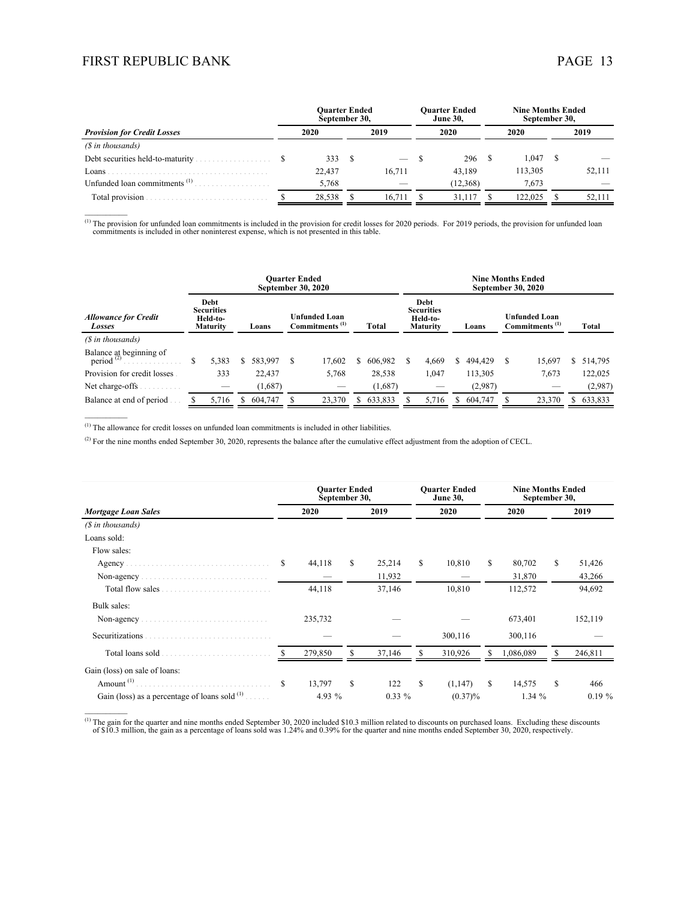| *Provision for Credit Losses* | Quarter Ended September 30, 2020 | Quarter Ended September 30, 2019 | Quarter Ended June 30, 2020 | Nine Months Ended September 30, 2020 | Nine Months Ended September 30, 2019 |
|---|---|---|---|---|---|
| *($ in thousands)* | | | | | |
| Debt securities held-to-maturity | $ 333 | $ — | $ 296 | $ 1,047 | $ — |
| Loans | 22,437 | 16,711 | 43,189 | 113,305 | 52,111 |
| Unfunded loan commitments [1] | 5,768 | — | (12,368) | 7,673 | — |
| Total provision | $ 28,538 | $ 16,711 | $ 31,117 | $ 122,025 | $ 52,111 |

[1] The provision for unfunded loan commitments is included in the provision for credit losses for 2020 periods. For 2019 periods, the provision for unfunded loan commitments is included in other noninterest expense, which is not presented in this table.

| *Allowance for Credit Losses* | Quarter Ended September 30, 2020 | | | | Nine Months Ended September 30, 2020 | | | |
|---|---|---|---|---|---|---|---|---|
| | Debt Securities Held-to-Maturity | Loans | Unfunded Loan Commitments [1] | Total | Debt Securities Held-to-Maturity | Loans | Unfunded Loan Commitments [1] | Total |
| *($ in thousands)* | | | | | | | | |
| Balance at beginning of period [2] | $ 5,383 | $ 583,997 | $ 17,602 | $ 606,982 | $ 4,669 | $ 494,429 | $ 15,697 | $ 514,795 |
| Provision for credit losses | 333 | 22,437 | 5,768 | 28,538 | 1,047 | 113,305 | 7,673 | 122,025 |
| Net charge-offs | — | (1,687) | — | (1,687) | — | (2,987) | — | (2,987) |
| Balance at end of period | $ 5,716 | $ 604,747 | $ 23,370 | $ 633,833 | $ 5,716 | $ 604,747 | $ 23,370 | $ 633,833 |

[1] The allowance for credit losses on unfunded loan commitments is included in other liabilities.

[2] For the nine months ended September 30, 2020, represents the balance after the cumulative effect adjustment from the adoption of CECL.

| *Mortgage Loan Sales* | Quarter Ended September 30, 2020 | Quarter Ended September 30, 2019 | Quarter Ended June 30, 2020 | Nine Months Ended September 30, 2020 | Nine Months Ended September 30, 2019 |
|---|---|---|---|---|---|
| *($ in thousands)* | | | | | |
| Loans sold: | | | | | |
| Flow sales: | | | | | |
| Agency | $ 44,118 | $ 25,214 | $ 10,810 | $ 80,702 | $ 51,426 |
| Non-agency | — | 11,932 | — | 31,870 | 43,266 |
| Total flow sales | 44,118 | 37,146 | 10,810 | 112,572 | 94,692 |
| Bulk sales: | | | | | |
| Non-agency | 235,732 | — | — | 673,401 | 152,119 |
| Securitizations | — | — | 300,116 | 300,116 | — |
| Total loans sold | $ 279,850 | $ 37,146 | $ 310,926 | $ 1,086,089 | $ 246,811 |
| Gain (loss) on sale of loans: | | | | | |
| Amount [1] | $ 13,797 | $ 122 | $ (1,147) | $ 14,575 | $ 466 |
| Gain (loss) as a percentage of loans sold [1] | 4.93 % | 0.33 % | (0.37)% | 1.34 % | 0.19 % |

[1] The gain for the quarter and nine months ended September 30, 2020 included $10.3 million related to discounts on purchased loans. Excluding these discounts of $10.3 million, the gain as a percentage of loans sold was 1.24% and 0.39% for the quarter and nine months ended September 30, 2020, respectively.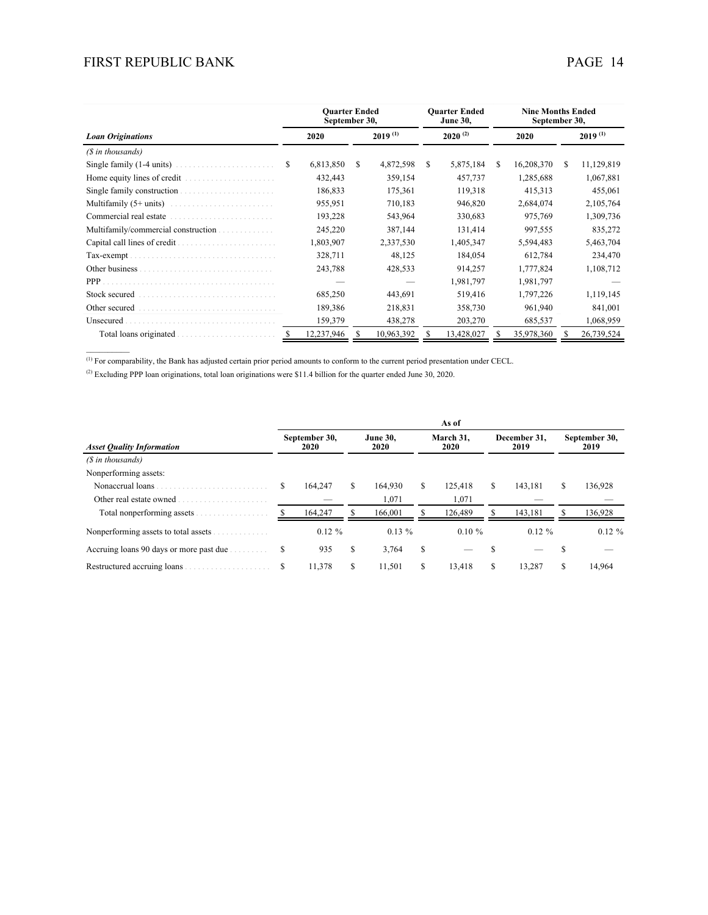| Loan Originations | Quarter Ended September 30, | | Quarter Ended June 30, | Nine Months Ended September 30, | |
|---|---|---|---|---|---|
| | 2020 | 2019 [1] | 2020 [2] | 2020 | 2019 [1] |
| *($ in thousands)* | | | | | |
| Single family (1-4 units) | $ 6,813,850 | $ 4,872,598 | $ 5,875,184 | $ 16,208,370 | $ 11,129,819 |
| Home equity lines of credit | 432,443 | 359,154 | 457,737 | 1,285,688 | 1,067,881 |
| Single family construction | 186,833 | 175,361 | 119,318 | 415,313 | 455,061 |
| Multifamily (5+ units) | 955,951 | 710,183 | 946,820 | 2,684,074 | 2,105,764 |
| Commercial real estate | 193,228 | 543,964 | 330,683 | 975,769 | 1,309,736 |
| Multifamily/commercial construction | 245,220 | 387,144 | 131,414 | 997,555 | 835,272 |
| Capital call lines of credit | 1,803,907 | 2,337,530 | 1,405,347 | 5,594,483 | 5,463,704 |
| Tax-exempt | 328,711 | 48,125 | 184,054 | 612,784 | 234,470 |
| Other business | 243,788 | 428,533 | 914,257 | 1,777,824 | 1,108,712 |
| PPP | — | — | 1,981,797 | 1,981,797 | — |
| Stock secured | 685,250 | 443,691 | 519,416 | 1,797,226 | 1,119,145 |
| Other secured | 189,386 | 218,831 | 358,730 | 961,940 | 841,001 |
| Unsecured | 159,379 | 438,278 | 203,270 | 685,537 | 1,068,959 |
| Total loans originated | $ 12,237,946 | $ 10,963,392 | $ 13,428,027 | $ 35,978,360 | $ 26,739,524 |

[1] For comparability, the Bank has adjusted certain prior period amounts to conform to the current period presentation under CECL.

[2] Excluding PPP loan originations, total loan originations were $11.4 billion for the quarter ended June 30, 2020.

| Asset Quality Information | As of | | | | |
|---|---|---|---|---|---|
| | September 30, 2020 | June 30, 2020 | March 31, 2020 | December 31, 2019 | September 30, 2019 |
| *($ in thousands)* | | | | | |
| Nonperforming assets: | | | | | |
| Nonaccrual loans | $ 164,247 | $ 164,930 | $ 125,418 | $ 143,181 | $ 136,928 |
| Other real estate owned | — | 1,071 | 1,071 | — | — |
| Total nonperforming assets | $ 164,247 | $ 166,001 | $ 126,489 | $ 143,181 | $ 136,928 |
| Nonperforming assets to total assets | 0.12 % | 0.13 % | 0.10 % | 0.12 % | 0.12 % |
| Accruing loans 90 days or more past due | $ 935 | $ 3,764 | $ — | $ — | $ — |
| Restructured accruing loans | $ 11,378 | $ 11,501 | $ 13,418 | $ 13,287 | $ 14,964 |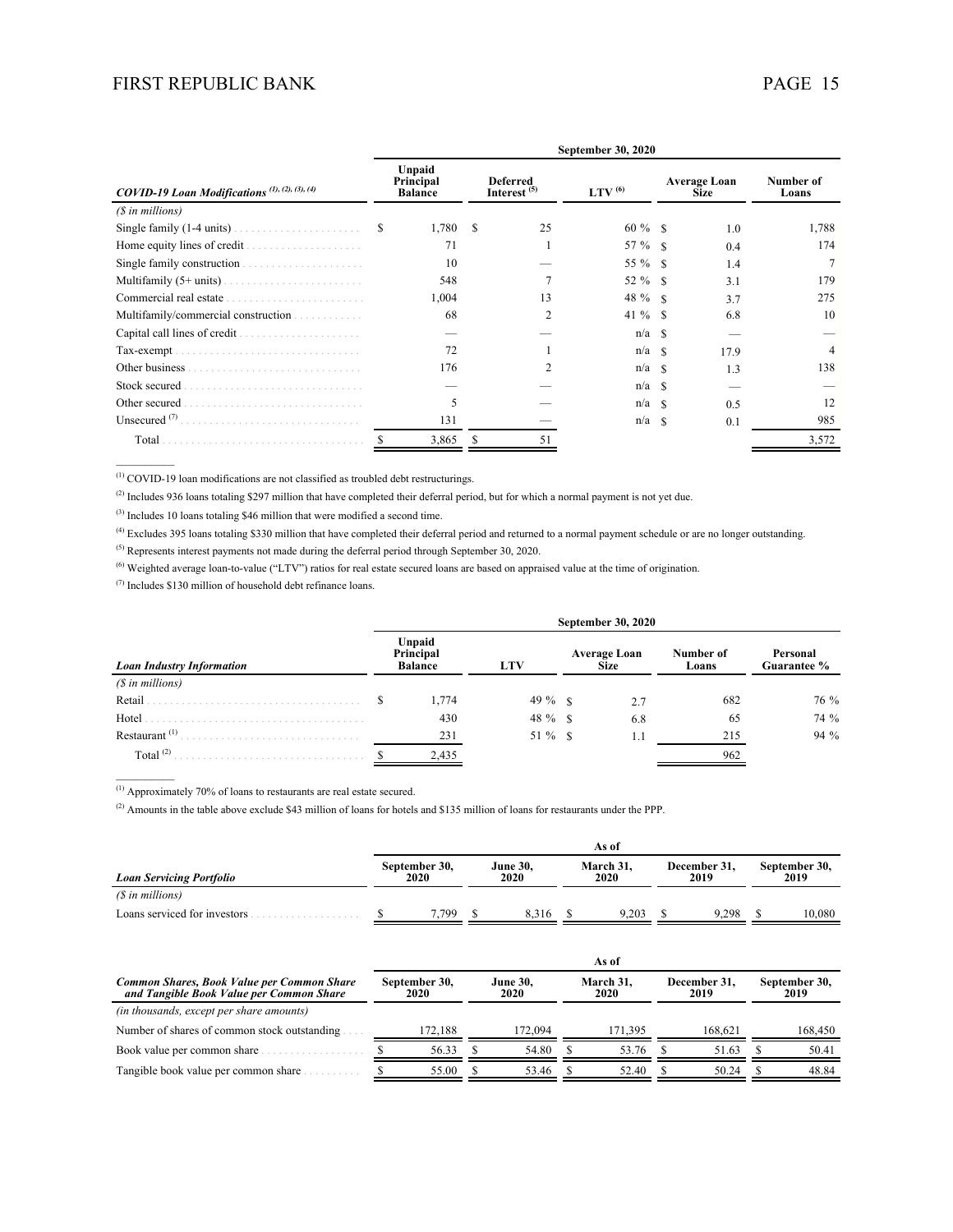| COVID-19 Loan Modifications [(1), (2), (3), (4)] | September 30, 2020 | | | | |
|---|---|---|---|---|---|
| | Unpaid Principal Balance | Deferred Interest [(5)] | LTV [(6)] | Average Loan Size | Number of Loans |
| *($ in millions)* | | | | | |
| Single family (1-4 units) | $ 1,780 | $ 25 | 60 % | $ 1.0 | 1,788 |
| Home equity lines of credit | 71 | 1 | 57 % | $ 0.4 | 174 |
| Single family construction | 10 | — | 55 % | $ 1.4 | 7 |
| Multifamily (5+ units) | 548 | 7 | 52 % | $ 3.1 | 179 |
| Commercial real estate | 1,004 | 13 | 48 % | $ 3.7 | 275 |
| Multifamily/commercial construction | 68 | 2 | 41 % | $ 6.8 | 10 |
| Capital call lines of credit | — | — | n/a | $ — | — |
| Tax-exempt | 72 | 1 | n/a | $ 17.9 | 4 |
| Other business | 176 | 2 | n/a | $ 1.3 | 138 |
| Stock secured | — | — | n/a | $ — | — |
| Other secured | 5 | — | n/a | $ 0.5 | 12 |
| Unsecured [(7)] | 131 | — | n/a | $ 0.1 | 985 |
| Total | $ 3,865 | $ 51 | | | 3,572 |

(1) COVID-19 loan modifications are not classified as troubled debt restructurings.

(2) Includes 936 loans totaling $297 million that have completed their deferral period, but for which a normal payment is not yet due.

(3) Includes 10 loans totaling $46 million that were modified a second time.

(4) Excludes 395 loans totaling $330 million that have completed their deferral period and returned to a normal payment schedule or are no longer outstanding.

(5) Represents interest payments not made during the deferral period through September 30, 2020.

(6) Weighted average loan-to-value ("LTV") ratios for real estate secured loans are based on appraised value at the time of origination.

(7) Includes $130 million of household debt refinance loans.

| Loan Industry Information | September 30, 2020 | | | | |
|---|---|---|---|---|---|
| | Unpaid Principal Balance | LTV | Average Loan Size | Number of Loans | Personal Guarantee % |
| *($ in millions)* | | | | | |
| Retail | $ 1,774 | 49 % | $ 2.7 | 682 | 76 % |
| Hotel | 430 | 48 % | $ 6.8 | 65 | 74 % |
| Restaurant [(1)] | 231 | 51 % | $ 1.1 | 215 | 94 % |
| Total [(2)] | $ 2,435 | | | 962 | |

(1) Approximately 70% of loans to restaurants are real estate secured.

(2) Amounts in the table above exclude $43 million of loans for hotels and $135 million of loans for restaurants under the PPP.

| Loan Servicing Portfolio | As of | | | | |
|---|---|---|---|---|---|
| | September 30, 2020 | June 30, 2020 | March 31, 2020 | December 31, 2019 | September 30, 2019 |
| *($ in millions)* | | | | | |
| Loans serviced for investors | $ 7,799 | $ 8,316 | $ 9,203 | $ 9,298 | $ 10,080 |

| Common Shares, Book Value per Common Share and Tangible Book Value per Common Share | As of | | | | |
|---|---|---|---|---|---|
| | September 30, 2020 | June 30, 2020 | March 31, 2020 | December 31, 2019 | September 30, 2019 |
| *(in thousands, except per share amounts)* | | | | | |
| Number of shares of common stock outstanding | 172,188 | 172,094 | 171,395 | 168,621 | 168,450 |
| Book value per common share | $ 56.33 | $ 54.80 | $ 53.76 | $ 51.63 | $ 50.41 |
| Tangible book value per common share | $ 55.00 | $ 53.46 | $ 52.40 | $ 50.24 | $ 48.84 |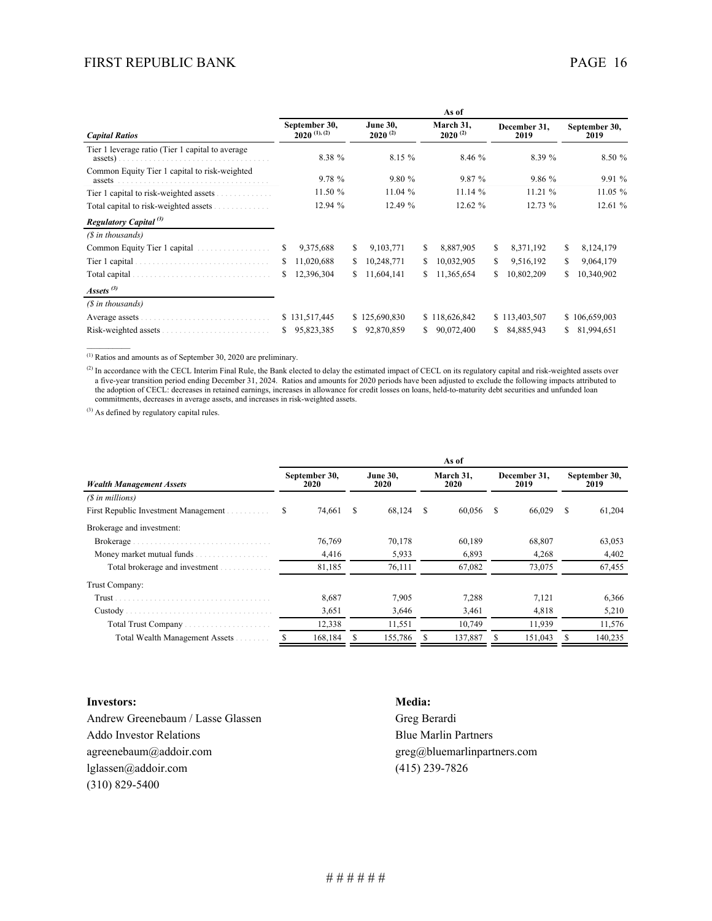| Capital Ratios | As of September 30, 2020 (1), (2) | June 30, 2020 (2) | March 31, 2020 (2) | December 31, 2019 | September 30, 2019 |
|---|---|---|---|---|---|
| Tier 1 leverage ratio (Tier 1 capital to average assets) | 8.38 % | 8.15 % | 8.46 % | 8.39 % | 8.50 % |
| Common Equity Tier 1 capital to risk-weighted assets | 9.78 % | 9.80 % | 9.87 % | 9.86 % | 9.91 % |
| Tier 1 capital to risk-weighted assets | 11.50 % | 11.04 % | 11.14 % | 11.21 % | 11.05 % |
| Total capital to risk-weighted assets | 12.94 % | 12.49 % | 12.62 % | 12.73 % | 12.61 % |
| ***Regulatory Capital*** (3) | | | | | |
| *($ in thousands)* | | | | | |
| Common Equity Tier 1 capital | $ 9,375,688 | $ 9,103,771 | $ 8,887,905 | $ 8,371,192 | $ 8,124,179 |
| Tier 1 capital | $ 11,020,688 | $ 10,248,771 | $ 10,032,905 | $ 9,516,192 | $ 9,064,179 |
| Total capital | $ 12,396,304 | $ 11,604,141 | $ 11,365,654 | $ 10,802,209 | $ 10,340,902 |
| ***Assets*** (3) | | | | | |
| *($ in thousands)* | | | | | |
| Average assets | $ 131,517,445 | $ 125,690,830 | $ 118,626,842 | $ 113,403,507 | $ 106,659,003 |
| Risk-weighted assets | $ 95,823,385 | $ 92,870,859 | $ 90,072,400 | $ 84,885,943 | $ 81,994,651 |

(1) Ratios and amounts as of September 30, 2020 are preliminary.

(2) In accordance with the CECL Interim Final Rule, the Bank elected to delay the estimated impact of CECL on its regulatory capital and risk-weighted assets over a five-year transition period ending December 31, 2024. Ratios and amounts for 2020 periods have been adjusted to exclude the following impacts attributed to the adoption of CECL: decreases in retained earnings, increases in allowance for credit losses on loans, held-to-maturity debt securities and unfunded loan commitments, decreases in average assets, and increases in risk-weighted assets.

(3) As defined by regulatory capital rules.

| Wealth Management Assets | As of September 30, 2020 | June 30, 2020 | March 31, 2020 | December 31, 2019 | September 30, 2019 |
|---|---|---|---|---|---|
| *($ in millions)* | | | | | |
| First Republic Investment Management | $ 74,661 | $ 68,124 | $ 60,056 | $ 66,029 | $ 61,204 |
| Brokerage and investment: | | | | | |
| Brokerage | 76,769 | 70,178 | 60,189 | 68,807 | 63,053 |
| Money market mutual funds | 4,416 | 5,933 | 6,893 | 4,268 | 4,402 |
| Total brokerage and investment | 81,185 | 76,111 | 67,082 | 73,075 | 67,455 |
| Trust Company: | | | | | |
| Trust | 8,687 | 7,905 | 7,288 | 7,121 | 6,366 |
| Custody | 3,651 | 3,646 | 3,461 | 4,818 | 5,210 |
| Total Trust Company | 12,338 | 11,551 | 10,749 | 11,939 | 11,576 |
| Total Wealth Management Assets | $ 168,184 | $ 155,786 | $ 137,887 | $ 151,043 | $ 140,235 |

**Investors:**
Andrew Greenebaum / Lasse Glassen
Addo Investor Relations
agreenebaum@addoir.com
lglassen@addoir.com
(310) 829-5400

**Media:**
Greg Berardi
Blue Marlin Partners
greg@bluemarlinpartners.com
(415) 239-7826

# # # # # #